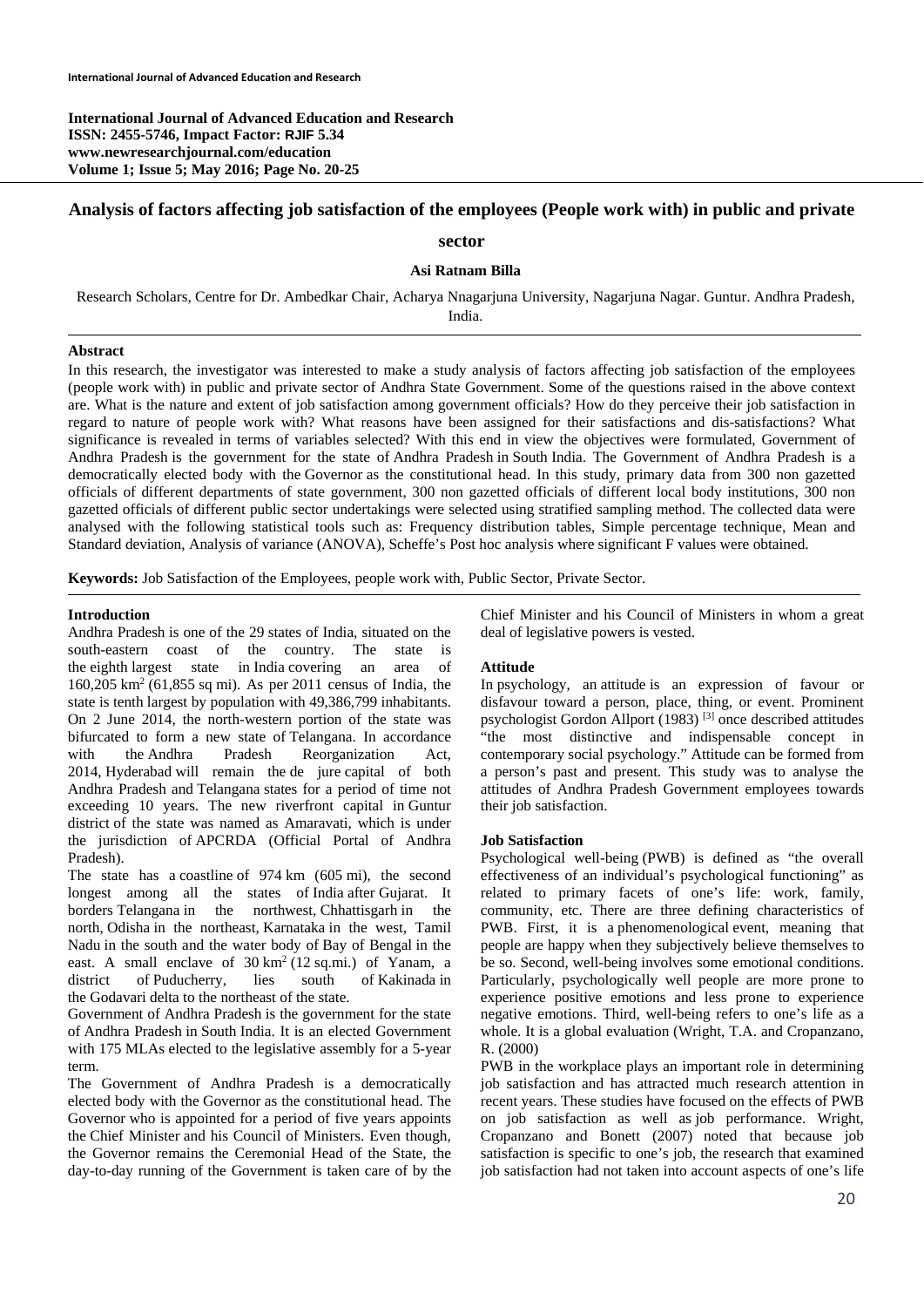**International Journal of Advanced Education and Research**
**ISSN: 2455-5746, Impact Factor: RJIF 5.34**
**www.newresearchjournal.com/education**
**Volume 1; Issue 5; May 2016; Page No. 20-25**

# Analysis of factors affecting job satisfaction of the employees (People work with) in public and private sector

**Asi Ratnam Billa**

Research Scholars, Centre for Dr. Ambedkar Chair, Acharya Nnagarjuna University, Nagarjuna Nagar. Guntur. Andhra Pradesh, India.

## Abstract

In this research, the investigator was interested to make a study analysis of factors affecting job satisfaction of the employees (people work with) in public and private sector of Andhra State Government. Some of the questions raised in the above context are. What is the nature and extent of job satisfaction among government officials? How do they perceive their job satisfaction in regard to nature of people work with? What reasons have been assigned for their satisfactions and dis-satisfactions? What significance is revealed in terms of variables selected? With this end in view the objectives were formulated, Government of Andhra Pradesh is the government for the state of Andhra Pradesh in South India. The Government of Andhra Pradesh is a democratically elected body with the Governor as the constitutional head. In this study, primary data from 300 non gazetted officials of different departments of state government, 300 non gazetted officials of different local body institutions, 300 non gazetted officials of different public sector undertakings were selected using stratified sampling method. The collected data were analysed with the following statistical tools such as: Frequency distribution tables, Simple percentage technique, Mean and Standard deviation, Analysis of variance (ANOVA), Scheffe's Post hoc analysis where significant F values were obtained.

**Keywords:** Job Satisfaction of the Employees, people work with, Public Sector, Private Sector.

## Introduction

Andhra Pradesh is one of the 29 states of India, situated on the south-eastern coast of the country. The state is the eighth largest state in India covering an area of 160,205 km$^2$ (61,855 sq mi). As per 2011 census of India, the state is tenth largest by population with 49,386,799 inhabitants. On 2 June 2014, the north-western portion of the state was bifurcated to form a new state of Telangana. In accordance with the Andhra Pradesh Reorganization Act, 2014, Hyderabad will remain the de jure capital of both Andhra Pradesh and Telangana states for a period of time not exceeding 10 years. The new riverfront capital in Guntur district of the state was named as Amaravati, which is under the jurisdiction of APCRDA (Official Portal of Andhra Pradesh).

The state has a coastline of 974 km (605 mi), the second longest among all the states of India after Gujarat. It borders Telangana in the northwest, Chhattisgarh in the north, Odisha in the northeast, Karnataka in the west, Tamil Nadu in the south and the water body of Bay of Bengal in the east. A small enclave of 30 km$^2$ (12 sq.mi.) of Yanam, a district of Puducherry, lies south of Kakinada in the Godavari delta to the northeast of the state.

Government of Andhra Pradesh is the government for the state of Andhra Pradesh in South India. It is an elected Government with 175 MLAs elected to the legislative assembly for a 5-year term.

The Government of Andhra Pradesh is a democratically elected body with the Governor as the constitutional head. The Governor who is appointed for a period of five years appoints the Chief Minister and his Council of Ministers. Even though, the Governor remains the Ceremonial Head of the State, the day-to-day running of the Government is taken care of by the Chief Minister and his Council of Ministers in whom a great deal of legislative powers is vested.

### Attitude

In psychology, an attitude is an expression of favour or disfavour toward a person, place, thing, or event. Prominent psychologist Gordon Allport (1983) [3] once described attitudes "the most distinctive and indispensable concept in contemporary social psychology." Attitude can be formed from a person's past and present. This study was to analyse the attitudes of Andhra Pradesh Government employees towards their job satisfaction.

### Job Satisfaction

Psychological well-being (PWB) is defined as "the overall effectiveness of an individual's psychological functioning" as related to primary facets of one's life: work, family, community, etc. There are three defining characteristics of PWB. First, it is a phenomenological event, meaning that people are happy when they subjectively believe themselves to be so. Second, well-being involves some emotional conditions. Particularly, psychologically well people are more prone to experience positive emotions and less prone to experience negative emotions. Third, well-being refers to one's life as a whole. It is a global evaluation (Wright, T.A. and Cropanzano, R. (2000)

PWB in the workplace plays an important role in determining job satisfaction and has attracted much research attention in recent years. These studies have focused on the effects of PWB on job satisfaction as well as job performance. Wright, Cropanzano and Bonett (2007) noted that because job satisfaction is specific to one's job, the research that examined job satisfaction had not taken into account aspects of one's life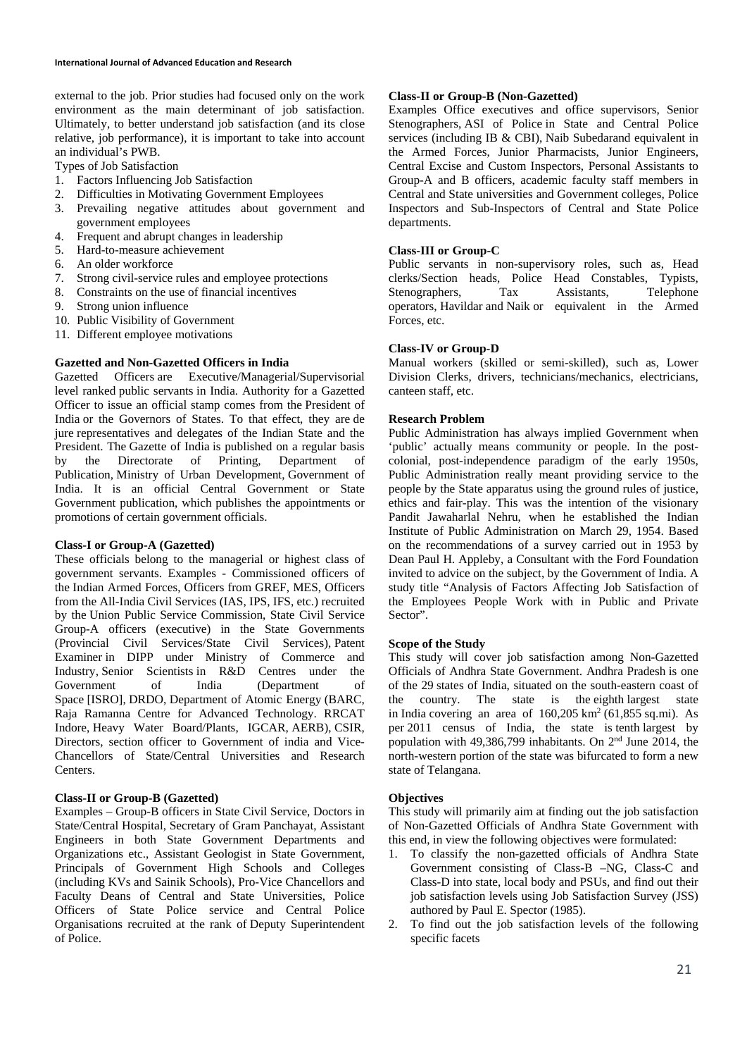external to the job. Prior studies had focused only on the work environment as the main determinant of job satisfaction. Ultimately, to better understand job satisfaction (and its close relative, job performance), it is important to take into account an individual's PWB.

Types of Job Satisfaction

1. Factors Influencing Job Satisfaction
2. Difficulties in Motivating Government Employees
3. Prevailing negative attitudes about government and government employees
4. Frequent and abrupt changes in leadership
5. Hard-to-measure achievement
6. An older workforce
7. Strong civil-service rules and employee protections
8. Constraints on the use of financial incentives
9. Strong union influence
10. Public Visibility of Government
11. Different employee motivations

**Gazetted and Non-Gazetted Officers in India**

Gazetted Officers are Executive/Managerial/Supervisorial level ranked public servants in India. Authority for a Gazetted Officer to issue an official stamp comes from the President of India or the Governors of States. To that effect, they are de jure representatives and delegates of the Indian State and the President. The Gazette of India is published on a regular basis by the Directorate of Printing, Department of Publication, Ministry of Urban Development, Government of India. It is an official Central Government or State Government publication, which publishes the appointments or promotions of certain government officials.

**Class-I or Group-A (Gazetted)**

These officials belong to the managerial or highest class of government servants. Examples - Commissioned officers of the Indian Armed Forces, Officers from GREF, MES, Officers from the All-India Civil Services (IAS, IPS, IFS, etc.) recruited by the Union Public Service Commission, State Civil Service Group-A officers (executive) in the State Governments (Provincial Civil Services/State Civil Services), Patent Examiner in DIPP under Ministry of Commerce and Industry, Senior Scientists in R&D Centres under the Government of India (Department of Space [ISRO], DRDO, Department of Atomic Energy (BARC, Raja Ramanna Centre for Advanced Technology. RRCAT Indore, Heavy Water Board/Plants, IGCAR, AERB), CSIR, Directors, section officer to Government of india and Vice-Chancellors of State/Central Universities and Research Centers.

**Class-II or Group-B (Gazetted)**

Examples – Group-B officers in State Civil Service, Doctors in State/Central Hospital, Secretary of Gram Panchayat, Assistant Engineers in both State Government Departments and Organizations etc., Assistant Geologist in State Government, Principals of Government High Schools and Colleges (including KVs and Sainik Schools), Pro-Vice Chancellors and Faculty Deans of Central and State Universities, Police Officers of State Police service and Central Police Organisations recruited at the rank of Deputy Superintendent of Police.

**Class-II or Group-B (Non-Gazetted)**

Examples Office executives and office supervisors, Senior Stenographers, ASI of Police in State and Central Police services (including IB & CBI), Naib Subedarand equivalent in the Armed Forces, Junior Pharmacists, Junior Engineers, Central Excise and Custom Inspectors, Personal Assistants to Group-A and B officers, academic faculty staff members in Central and State universities and Government colleges, Police Inspectors and Sub-Inspectors of Central and State Police departments.

**Class-III or Group-C**

Public servants in non-supervisory roles, such as, Head clerks/Section heads, Police Head Constables, Typists, Stenographers, Tax Assistants, Telephone operators, Havildar and Naik or equivalent in the Armed Forces, etc.

**Class-IV or Group-D**

Manual workers (skilled or semi-skilled), such as, Lower Division Clerks, drivers, technicians/mechanics, electricians, canteen staff, etc.

**Research Problem**

Public Administration has always implied Government when 'public' actually means community or people. In the post-colonial, post-independence paradigm of the early 1950s, Public Administration really meant providing service to the people by the State apparatus using the ground rules of justice, ethics and fair-play. This was the intention of the visionary Pandit Jawaharlal Nehru, when he established the Indian Institute of Public Administration on March 29, 1954. Based on the recommendations of a survey carried out in 1953 by Dean Paul H. Appleby, a Consultant with the Ford Foundation invited to advice on the subject, by the Government of India. A study title "Analysis of Factors Affecting Job Satisfaction of the Employees People Work with in Public and Private Sector".

**Scope of the Study**

This study will cover job satisfaction among Non-Gazetted Officials of Andhra State Government. Andhra Pradesh is one of the 29 states of India, situated on the south-eastern coast of the country. The state is the eighth largest state in India covering an area of 160,205 km$^2$ (61,855 sq.mi). As per 2011 census of India, the state is tenth largest by population with 49,386,799 inhabitants. On 2$^{nd}$ June 2014, the north-western portion of the state was bifurcated to form a new state of Telangana.

**Objectives**

This study will primarily aim at finding out the job satisfaction of Non-Gazetted Officials of Andhra State Government with this end, in view the following objectives were formulated:

1. To classify the non-gazetted officials of Andhra State Government consisting of Class-B –NG, Class-C and Class-D into state, local body and PSUs, and find out their job satisfaction levels using Job Satisfaction Survey (JSS) authored by Paul E. Spector (1985).
2. To find out the job satisfaction levels of the following specific facets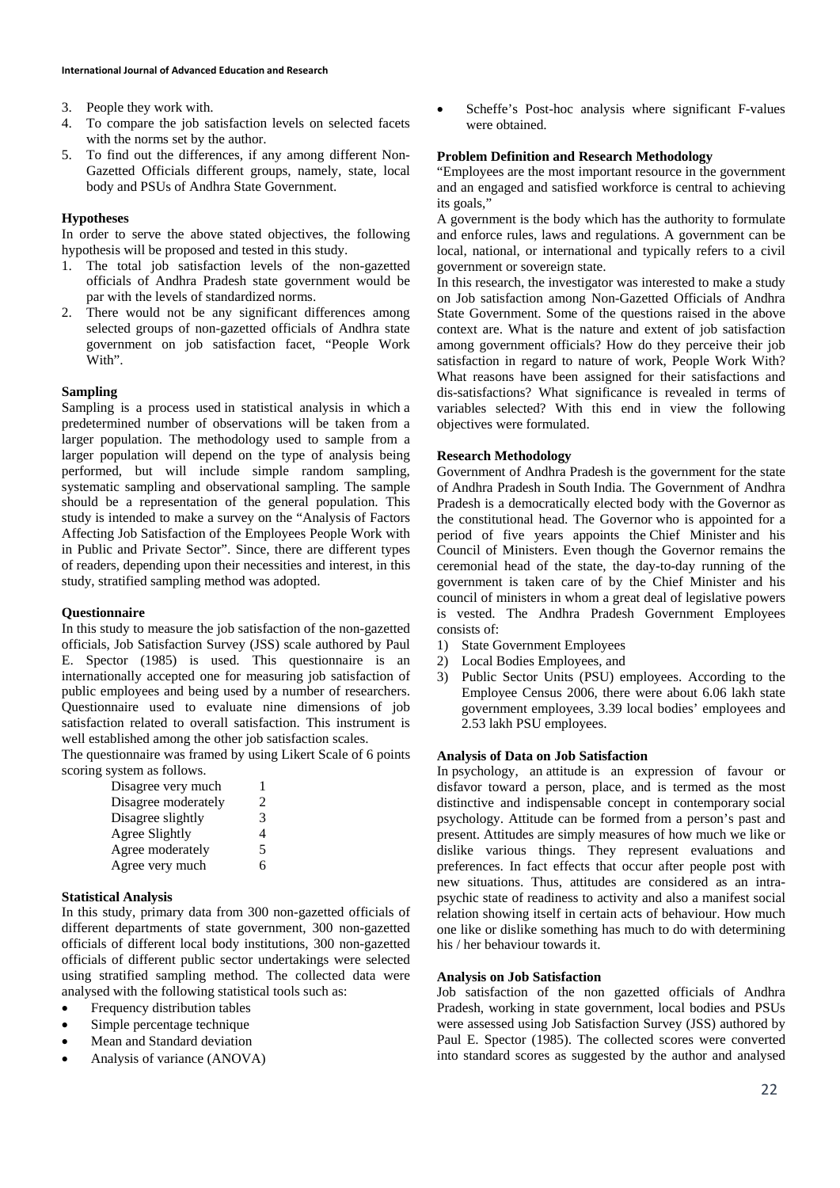3. People they work with.
4. To compare the job satisfaction levels on selected facets with the norms set by the author.
5. To find out the differences, if any among different Non-Gazetted Officials different groups, namely, state, local body and PSUs of Andhra State Government.

**Hypotheses**

In order to serve the above stated objectives, the following hypothesis will be proposed and tested in this study.

1. The total job satisfaction levels of the non-gazetted officials of Andhra Pradesh state government would be par with the levels of standardized norms.
2. There would not be any significant differences among selected groups of non-gazetted officials of Andhra state government on job satisfaction facet, "People Work With".

**Sampling**

Sampling is a process used in statistical analysis in which a predetermined number of observations will be taken from a larger population. The methodology used to sample from a larger population will depend on the type of analysis being performed, but will include simple random sampling, systematic sampling and observational sampling. The sample should be a representation of the general population. This study is intended to make a survey on the "Analysis of Factors Affecting Job Satisfaction of the Employees People Work with in Public and Private Sector". Since, there are different types of readers, depending upon their necessities and interest, in this study, stratified sampling method was adopted.

**Questionnaire**

In this study to measure the job satisfaction of the non-gazetted officials, Job Satisfaction Survey (JSS) scale authored by Paul E. Spector (1985) is used. This questionnaire is an internationally accepted one for measuring job satisfaction of public employees and being used by a number of researchers. Questionnaire used to evaluate nine dimensions of job satisfaction related to overall satisfaction. This instrument is well established among the other job satisfaction scales.

The questionnaire was framed by using Likert Scale of 6 points scoring system as follows.

| | |
|---|---|
| Disagree very much | 1 |
| Disagree moderately | 2 |
| Disagree slightly | 3 |
| Agree Slightly | 4 |
| Agree moderately | 5 |
| Agree very much | 6 |

**Statistical Analysis**

In this study, primary data from 300 non-gazetted officials of different departments of state government, 300 non-gazetted officials of different local body institutions, 300 non-gazetted officials of different public sector undertakings were selected using stratified sampling method. The collected data were analysed with the following statistical tools such as:

- Frequency distribution tables
- Simple percentage technique
- Mean and Standard deviation
- Analysis of variance (ANOVA)
- Scheffe's Post-hoc analysis where significant F-values were obtained.

**Problem Definition and Research Methodology**

"Employees are the most important resource in the government and an engaged and satisfied workforce is central to achieving its goals,"

A government is the body which has the authority to formulate and enforce rules, laws and regulations. A government can be local, national, or international and typically refers to a civil government or sovereign state.

In this research, the investigator was interested to make a study on Job satisfaction among Non-Gazetted Officials of Andhra State Government. Some of the questions raised in the above context are. What is the nature and extent of job satisfaction among government officials? How do they perceive their job satisfaction in regard to nature of work, People Work With? What reasons have been assigned for their satisfactions and dis-satisfactions? What significance is revealed in terms of variables selected? With this end in view the following objectives were formulated.

**Research Methodology**

Government of Andhra Pradesh is the government for the state of Andhra Pradesh in South India. The Government of Andhra Pradesh is a democratically elected body with the Governor as the constitutional head. The Governor who is appointed for a period of five years appoints the Chief Minister and his Council of Ministers. Even though the Governor remains the ceremonial head of the state, the day-to-day running of the government is taken care of by the Chief Minister and his council of ministers in whom a great deal of legislative powers is vested. The Andhra Pradesh Government Employees consists of:

1) State Government Employees
2) Local Bodies Employees, and
3) Public Sector Units (PSU) employees. According to the Employee Census 2006, there were about 6.06 lakh state government employees, 3.39 local bodies' employees and 2.53 lakh PSU employees.

**Analysis of Data on Job Satisfaction**

In psychology, an attitude is an expression of favour or disfavor toward a person, place, and is termed as the most distinctive and indispensable concept in contemporary social psychology. Attitude can be formed from a person's past and present. Attitudes are simply measures of how much we like or dislike various things. They represent evaluations and preferences. In fact effects that occur after people post with new situations. Thus, attitudes are considered as an intra-psychic state of readiness to activity and also a manifest social relation showing itself in certain acts of behaviour. How much one like or dislike something has much to do with determining his / her behaviour towards it.

**Analysis on Job Satisfaction**

Job satisfaction of the non gazetted officials of Andhra Pradesh, working in state government, local bodies and PSUs were assessed using Job Satisfaction Survey (JSS) authored by Paul E. Spector (1985). The collected scores were converted into standard scores as suggested by the author and analysed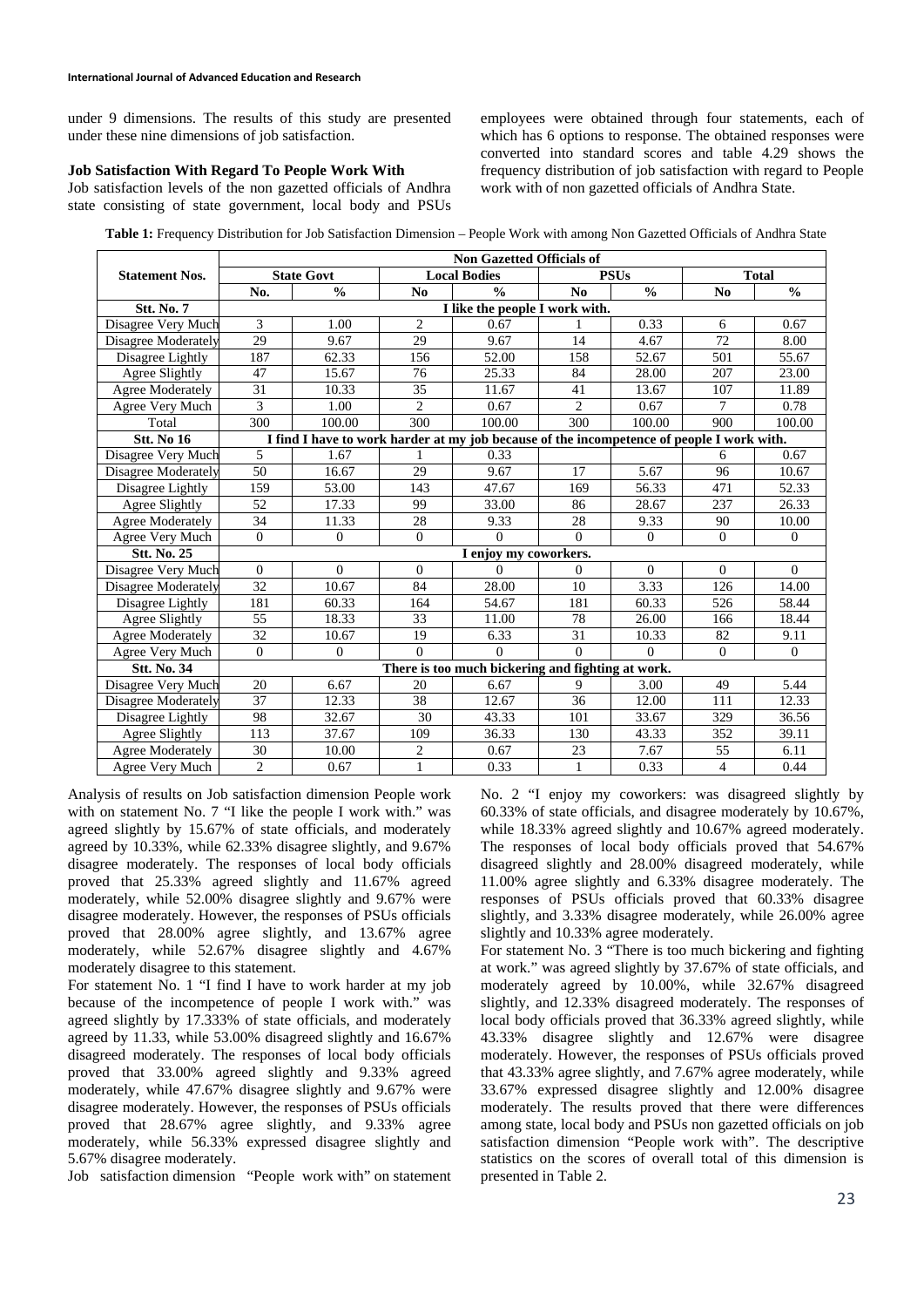under 9 dimensions. The results of this study are presented under these nine dimensions of job satisfaction.

**Job Satisfaction With Regard To People Work With**

Job satisfaction levels of the non gazetted officials of Andhra state consisting of state government, local body and PSUs employees were obtained through four statements, each of which has 6 options to response. The obtained responses were converted into standard scores and table 4.29 shows the frequency distribution of job satisfaction with regard to People work with of non gazetted officials of Andhra State.

**Table 1:** Frequency Distribution for Job Satisfaction Dimension – People Work with among Non Gazetted Officials of Andhra State

| Statement Nos. | Non Gazetted Officials of | | | | | | | |
|---|---|---|---|---|---|---|---|---|
| | State Govt | | Local Bodies | | PSUs | | Total | |
| | No. | % | No | % | No | % | No | % |
| **Stt. No. 7** | **I like the people I work with.** | | | | | | | |
| Disagree Very Much | 3 | 1.00 | 2 | 0.67 | 1 | 0.33 | 6 | 0.67 |
| Disagree Moderately | 29 | 9.67 | 29 | 9.67 | 14 | 4.67 | 72 | 8.00 |
| Disagree Lightly | 187 | 62.33 | 156 | 52.00 | 158 | 52.67 | 501 | 55.67 |
| Agree Slightly | 47 | 15.67 | 76 | 25.33 | 84 | 28.00 | 207 | 23.00 |
| Agree Moderately | 31 | 10.33 | 35 | 11.67 | 41 | 13.67 | 107 | 11.89 |
| Agree Very Much | 3 | 1.00 | 2 | 0.67 | 2 | 0.67 | 7 | 0.78 |
| Total | 300 | 100.00 | 300 | 100.00 | 300 | 100.00 | 900 | 100.00 |
| **Stt. No 16** | **I find I have to work harder at my job because of the incompetence of people I work with.** | | | | | | | |
| Disagree Very Much | 5 | 1.67 | 1 | 0.33 | | | 6 | 0.67 |
| Disagree Moderately | 50 | 16.67 | 29 | 9.67 | 17 | 5.67 | 96 | 10.67 |
| Disagree Lightly | 159 | 53.00 | 143 | 47.67 | 169 | 56.33 | 471 | 52.33 |
| Agree Slightly | 52 | 17.33 | 99 | 33.00 | 86 | 28.67 | 237 | 26.33 |
| Agree Moderately | 34 | 11.33 | 28 | 9.33 | 28 | 9.33 | 90 | 10.00 |
| Agree Very Much | 0 | 0 | 0 | 0 | 0 | 0 | 0 | 0 |
| **Stt. No. 25** | **I enjoy my coworkers.** | | | | | | | |
| Disagree Very Much | 0 | 0 | 0 | 0 | 0 | 0 | 0 | 0 |
| Disagree Moderately | 32 | 10.67 | 84 | 28.00 | 10 | 3.33 | 126 | 14.00 |
| Disagree Lightly | 181 | 60.33 | 164 | 54.67 | 181 | 60.33 | 526 | 58.44 |
| Agree Slightly | 55 | 18.33 | 33 | 11.00 | 78 | 26.00 | 166 | 18.44 |
| Agree Moderately | 32 | 10.67 | 19 | 6.33 | 31 | 10.33 | 82 | 9.11 |
| Agree Very Much | 0 | 0 | 0 | 0 | 0 | 0 | 0 | 0 |
| **Stt. No. 34** | **There is too much bickering and fighting at work.** | | | | | | | |
| Disagree Very Much | 20 | 6.67 | 20 | 6.67 | 9 | 3.00 | 49 | 5.44 |
| Disagree Moderately | 37 | 12.33 | 38 | 12.67 | 36 | 12.00 | 111 | 12.33 |
| Disagree Lightly | 98 | 32.67 | 30 | 43.33 | 101 | 33.67 | 329 | 36.56 |
| Agree Slightly | 113 | 37.67 | 109 | 36.33 | 130 | 43.33 | 352 | 39.11 |
| Agree Moderately | 30 | 10.00 | 2 | 0.67 | 23 | 7.67 | 55 | 6.11 |
| Agree Very Much | 2 | 0.67 | 1 | 0.33 | 1 | 0.33 | 4 | 0.44 |

Analysis of results on Job satisfaction dimension People work with on statement No. 7 "I like the people I work with." was agreed slightly by 15.67% of state officials, and moderately agreed by 10.33%, while 62.33% disagree slightly, and 9.67% disagree moderately. The responses of local body officials proved that 25.33% agreed slightly and 11.67% agreed moderately, while 52.00% disagree slightly and 9.67% were disagree moderately. However, the responses of PSUs officials proved that 28.00% agree slightly, and 13.67% agree moderately, while 52.67% disagree slightly and 4.67% moderately disagree to this statement.

For statement No. 1 "I find I have to work harder at my job because of the incompetence of people I work with." was agreed slightly by 17.333% of state officials, and moderately agreed by 11.33, while 53.00% disagreed slightly and 16.67% disagreed moderately. The responses of local body officials proved that 33.00% agreed slightly and 9.33% agreed moderately, while 47.67% disagree slightly and 9.67% were disagree moderately. However, the responses of PSUs officials proved that 28.67% agree slightly, and 9.33% agree moderately, while 56.33% expressed disagree slightly and 5.67% disagree moderately.

Job satisfaction dimension "People work with" on statement No. 2 "I enjoy my coworkers: was disagreed slightly by 60.33% of state officials, and disagree moderately by 10.67%, while 18.33% agreed slightly and 10.67% agreed moderately. The responses of local body officials proved that 54.67% disagreed slightly and 28.00% disagreed moderately, while 11.00% agree slightly and 6.33% disagree moderately. The responses of PSUs officials proved that 60.33% disagree slightly, and 3.33% disagree moderately, while 26.00% agree slightly and 10.33% agree moderately.

For statement No. 3 "There is too much bickering and fighting at work." was agreed slightly by 37.67% of state officials, and moderately agreed by 10.00%, while 32.67% disagreed slightly, and 12.33% disagreed moderately. The responses of local body officials proved that 36.33% agreed slightly, while 43.33% disagree slightly and 12.67% were disagree moderately. However, the responses of PSUs officials proved that 43.33% agree slightly, and 7.67% agree moderately, while 33.67% expressed disagree slightly and 12.00% disagree moderately. The results proved that there were differences among state, local body and PSUs non gazetted officials on job satisfaction dimension "People work with". The descriptive statistics on the scores of overall total of this dimension is presented in Table 2.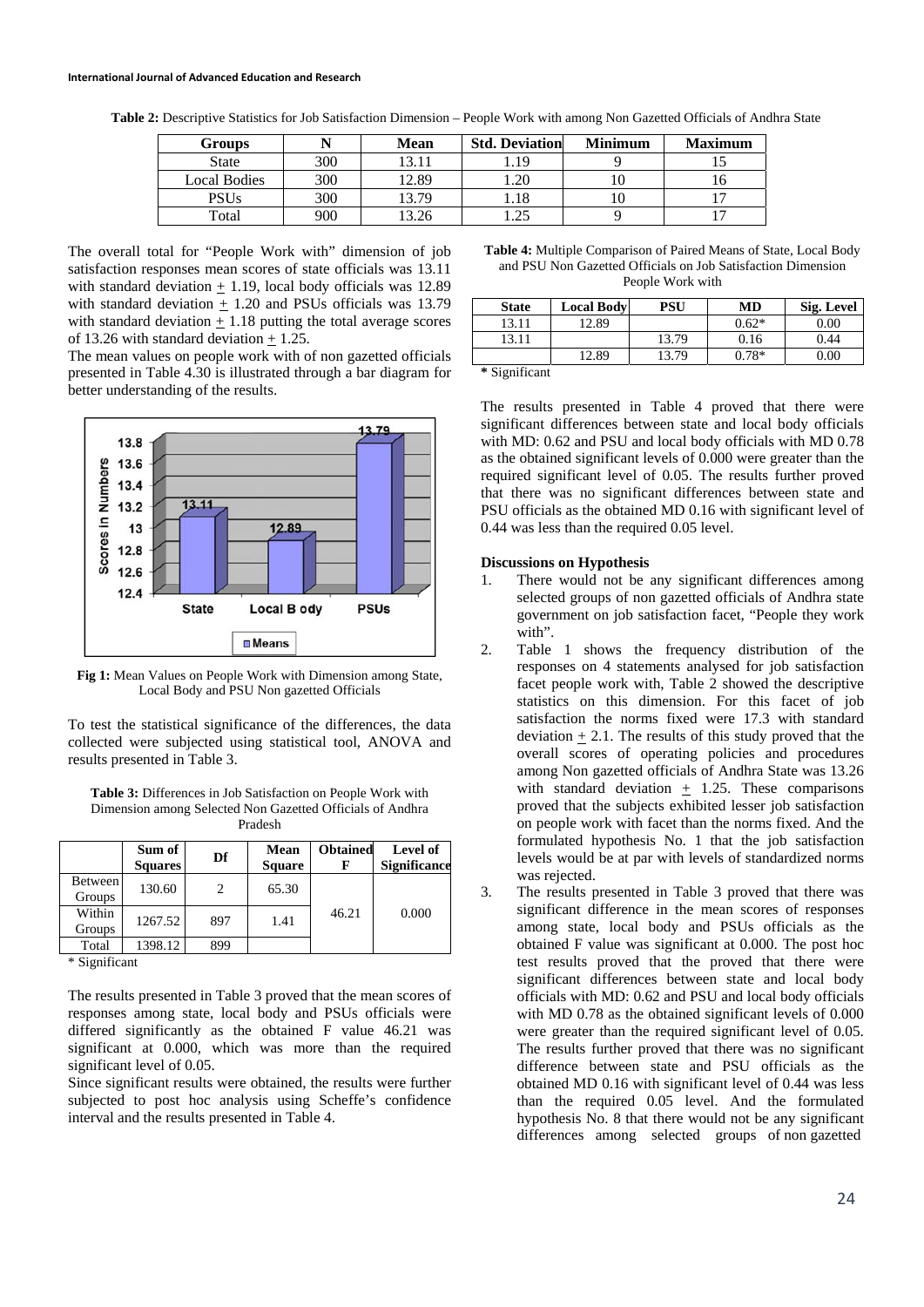**Table 2:** Descriptive Statistics for Job Satisfaction Dimension – People Work with among Non Gazetted Officials of Andhra State

| Groups | N | Mean | Std. Deviation | Minimum | Maximum |
|---|---|---|---|---|---|
| State | 300 | 13.11 | 1.19 | 9 | 15 |
| Local Bodies | 300 | 12.89 | 1.20 | 10 | 16 |
| PSUs | 300 | 13.79 | 1.18 | 10 | 17 |
| Total | 900 | 13.26 | 1.25 | 9 | 17 |

The overall total for "People Work with" dimension of job satisfaction responses mean scores of state officials was 13.11 with standard deviation ± 1.19, local body officials was 12.89 with standard deviation ± 1.20 and PSUs officials was 13.79 with standard deviation ± 1.18 putting the total average scores of 13.26 with standard deviation ± 1.25.

The mean values on people work with of non gazetted officials presented in Table 4.30 is illustrated through a bar diagram for better understanding of the results.

**Fig 1:** Mean Values on People Work with Dimension among State, Local Body and PSU Non gazetted Officials

To test the statistical significance of the differences, the data collected were subjected using statistical tool, ANOVA and results presented in Table 3.

**Table 3:** Differences in Job Satisfaction on People Work with Dimension among Selected Non Gazetted Officials of Andhra Pradesh

| | Sum of Squares | Df | Mean Square | Obtained F | Level of Significance |
|---|---|---|---|---|---|
| Between Groups | 130.60 | 2 | 65.30 | 46.21 | 0.000 |
| Within Groups | 1267.52 | 897 | 1.41 | | |
| Total | 1398.12 | 899 | | | |

* Significant

The results presented in Table 3 proved that the mean scores of responses among state, local body and PSUs officials were differed significantly as the obtained F value 46.21 was significant at 0.000, which was more than the required significant level of 0.05.

Since significant results were obtained, the results were further subjected to post hoc analysis using Scheffe's confidence interval and the results presented in Table 4.

**Table 4:** Multiple Comparison of Paired Means of State, Local Body and PSU Non Gazetted Officials on Job Satisfaction Dimension People Work with

| State | Local Body | PSU | MD | Sig. Level |
|---|---|---|---|---|
| 13.11 | 12.89 | | 0.62* | 0.00 |
| 13.11 | | 13.79 | 0.16 | 0.44 |
| | 12.89 | 13.79 | 0.78* | 0.00 |

* Significant

The results presented in Table 4 proved that there were significant differences between state and local body officials with MD: 0.62 and PSU and local body officials with MD 0.78 as the obtained significant levels of 0.000 were greater than the required significant level of 0.05. The results further proved that there was no significant differences between state and PSU officials as the obtained MD 0.16 with significant level of 0.44 was less than the required 0.05 level.

**Discussions on Hypothesis**

1. There would not be any significant differences among selected groups of non gazetted officials of Andhra state government on job satisfaction facet, "People they work with".
2. Table 1 shows the frequency distribution of the responses on 4 statements analysed for job satisfaction facet people work with, Table 2 showed the descriptive statistics on this dimension. For this facet of job satisfaction the norms fixed were 17.3 with standard deviation ± 2.1. The results of this study proved that the overall scores of operating policies and procedures among Non gazetted officials of Andhra State was 13.26 with standard deviation ± 1.25. These comparisons proved that the subjects exhibited lesser job satisfaction on people work with facet than the norms fixed. And the formulated hypothesis No. 1 that the job satisfaction levels would be at par with levels of standardized norms was rejected.
3. The results presented in Table 3 proved that there was significant difference in the mean scores of responses among state, local body and PSUs officials as the obtained F value was significant at 0.000. The post hoc test results proved that the proved that there were significant differences between state and local body officials with MD: 0.62 and PSU and local body officials with MD 0.78 as the obtained significant levels of 0.000 were greater than the required significant level of 0.05. The results further proved that there was no significant difference between state and PSU officials as the obtained MD 0.16 with significant level of 0.44 was less than the required 0.05 level. And the formulated hypothesis No. 8 that there would not be any significant differences among selected groups of non gazetted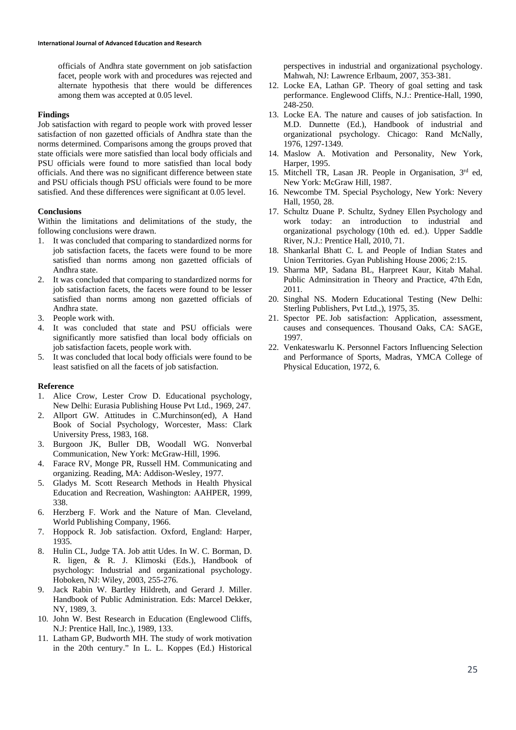officials of Andhra state government on job satisfaction facet, people work with and procedures was rejected and alternate hypothesis that there would be differences among them was accepted at 0.05 level.

**Findings**

Job satisfaction with regard to people work with proved lesser satisfaction of non gazetted officials of Andhra state than the norms determined. Comparisons among the groups proved that state officials were more satisfied than local body officials and PSU officials were found to more satisfied than local body officials. And there was no significant difference between state and PSU officials though PSU officials were found to be more satisfied. And these differences were significant at 0.05 level.

**Conclusions**

Within the limitations and delimitations of the study, the following conclusions were drawn.

1. It was concluded that comparing to standardized norms for job satisfaction facets, the facets were found to be more satisfied than norms among non gazetted officials of Andhra state.
2. It was concluded that comparing to standardized norms for job satisfaction facets, the facets were found to be lesser satisfied than norms among non gazetted officials of Andhra state.
3. People work with.
4. It was concluded that state and PSU officials were significantly more satisfied than local body officials on job satisfaction facets, people work with.
5. It was concluded that local body officials were found to be least satisfied on all the facets of job satisfaction.

**Reference**

1. Alice Crow, Lester Crow D. Educational psychology, New Delhi: Eurasia Publishing House Pvt Ltd., 1969, 247.
2. Allport GW. Attitudes in C.Murchinson(ed), A Hand Book of Social Psychology, Worcester, Mass: Clark University Press, 1983, 168.
3. Burgoon JK, Buller DB, Woodall WG. Nonverbal Communication, New York: McGraw-Hill, 1996.
4. Farace RV, Monge PR, Russell HM. Communicating and organizing. Reading, MA: Addison-Wesley, 1977.
5. Gladys M. Scott Research Methods in Health Physical Education and Recreation, Washington: AAHPER, 1999, 338.
6. Herzberg F. Work and the Nature of Man. Cleveland, World Publishing Company, 1966.
7. Hoppock R. Job satisfaction. Oxford, England: Harper, 1935.
8. Hulin CL, Judge TA. Job attit Udes. In W. C. Borman, D. R. ligen, & R. J. Klimoski (Eds.), Handbook of psychology: Industrial and organizational psychology. Hoboken, NJ: Wiley, 2003, 255-276.
9. Jack Rabin W. Bartley Hildreth, and Gerard J. Miller. Handbook of Public Administration. Eds: Marcel Dekker, NY, 1989, 3.
10. John W. Best Research in Education (Englewood Cliffs, N.J: Prentice Hall, Inc.), 1989, 133.
11. Latham GP, Budworth MH. The study of work motivation in the 20th century." In L. L. Koppes (Ed.) Historical perspectives in industrial and organizational psychology. Mahwah, NJ: Lawrence Erlbaum, 2007, 353-381.
12. Locke EA, Lathan GP. Theory of goal setting and task performance. Englewood Cliffs, N.J.: Prentice-Hall, 1990, 248-250.
13. Locke EA. The nature and causes of job satisfaction. In M.D. Dunnette (Ed.), Handbook of industrial and organizational psychology. Chicago: Rand McNally, 1976, 1297-1349.
14. Maslow A. Motivation and Personality, New York, Harper, 1995.
15. Mitchell TR, Lasan JR. People in Organisation, 3rd ed, New York: McGraw Hill, 1987.
16. Newcombe TM. Special Psychology, New York: Nevery Hall, 1950, 28.
17. Schultz Duane P. Schultz, Sydney Ellen Psychology and work today: an introduction to industrial and organizational psychology (10th ed. ed.). Upper Saddle River, N.J.: Prentice Hall, 2010, 71.
18. Shankarlal Bhatt C. L and People of Indian States and Union Territories. Gyan Publishing House 2006; 2:15.
19. Sharma MP, Sadana BL, Harpreet Kaur, Kitab Mahal. Public Adminsitration in Theory and Practice, 47th Edn, 2011.
20. Singhal NS. Modern Educational Testing (New Delhi: Sterling Publishers, Pvt Ltd.,), 1975, 35.
21. Spector PE. Job satisfaction: Application, assessment, causes and consequences. Thousand Oaks, CA: SAGE, 1997.
22. Venkateswarlu K. Personnel Factors Influencing Selection and Performance of Sports, Madras, YMCA College of Physical Education, 1972, 6.